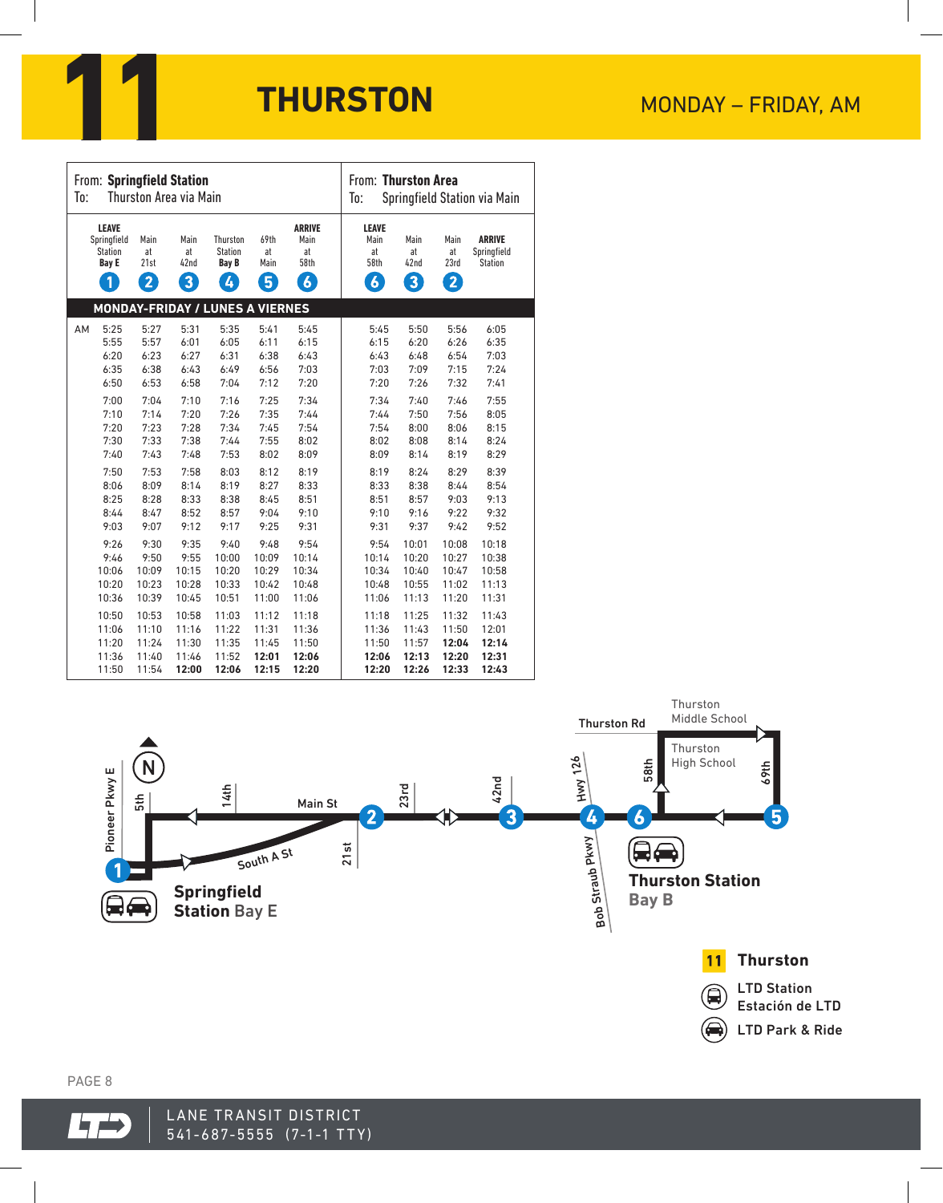# 11 THURSTON

MONDAY – FRIDAY, AM

| From: **Springfield Station** To: Thurston Area via Main | | | | | | | From: **Thurston Area** To: Springfield Station via Main | | | |
|---|---|---|---|---|---|---|---|---|---|---|
| | **LEAVE** Springfield Station **Bay E** (1) | Main at 21st (2) | Main at 42nd (3) | Thurston Station **Bay B** (4) | 69th at Main (5) | **ARRIVE** Main at 58th (6) | **LEAVE** Main at 58th (6) | Main at 42nd (3) | Main at 23rd (2) | **ARRIVE** Springfield Station |
| **MONDAY-FRIDAY / LUNES A VIERNES** | | | | | | | | | | |
| AM | 5:25 | 5:27 | 5:31 | 5:35 | 5:41 | 5:45 | 5:45 | 5:50 | 5:56 | 6:05 |
| | 5:55 | 5:57 | 6:01 | 6:05 | 6:11 | 6:15 | 6:15 | 6:20 | 6:26 | 6:35 |
| | 6:20 | 6:23 | 6:27 | 6:31 | 6:38 | 6:43 | 6:43 | 6:48 | 6:54 | 7:03 |
| | 6:35 | 6:38 | 6:43 | 6:49 | 6:56 | 7:03 | 7:03 | 7:09 | 7:15 | 7:24 |
| | 6:50 | 6:53 | 6:58 | 7:04 | 7:12 | 7:20 | 7:20 | 7:26 | 7:32 | 7:41 |
| | 7:00 | 7:04 | 7:10 | 7:16 | 7:25 | 7:34 | 7:34 | 7:40 | 7:46 | 7:55 |
| | 7:10 | 7:14 | 7:20 | 7:26 | 7:35 | 7:44 | 7:44 | 7:50 | 7:56 | 8:05 |
| | 7:20 | 7:23 | 7:28 | 7:34 | 7:45 | 7:54 | 7:54 | 8:00 | 8:06 | 8:15 |
| | 7:30 | 7:33 | 7:38 | 7:44 | 7:55 | 8:02 | 8:02 | 8:08 | 8:14 | 8:24 |
| | 7:40 | 7:43 | 7:48 | 7:53 | 8:02 | 8:09 | 8:09 | 8:14 | 8:19 | 8:29 |
| | 7:50 | 7:53 | 7:58 | 8:03 | 8:12 | 8:19 | 8:19 | 8:24 | 8:29 | 8:39 |
| | 8:06 | 8:09 | 8:14 | 8:19 | 8:27 | 8:33 | 8:33 | 8:38 | 8:44 | 8:54 |
| | 8:25 | 8:28 | 8:33 | 8:38 | 8:45 | 8:51 | 8:51 | 8:57 | 9:03 | 9:13 |
| | 8:44 | 8:47 | 8:52 | 8:57 | 9:04 | 9:10 | 9:10 | 9:16 | 9:22 | 9:32 |
| | 9:03 | 9:07 | 9:12 | 9:17 | 9:25 | 9:31 | 9:31 | 9:37 | 9:42 | 9:52 |
| | 9:26 | 9:30 | 9:35 | 9:40 | 9:48 | 9:54 | 9:54 | 10:01 | 10:08 | 10:18 |
| | 9:46 | 9:50 | 9:55 | 10:00 | 10:09 | 10:14 | 10:14 | 10:20 | 10:27 | 10:38 |
| | 10:06 | 10:09 | 10:15 | 10:20 | 10:29 | 10:34 | 10:34 | 10:40 | 10:47 | 10:58 |
| | 10:20 | 10:23 | 10:28 | 10:33 | 10:42 | 10:48 | 10:48 | 10:55 | 11:02 | 11:13 |
| | 10:36 | 10:39 | 10:45 | 10:51 | 11:00 | 11:06 | 11:06 | 11:13 | 11:20 | 11:31 |
| | 10:50 | 10:53 | 10:58 | 11:03 | 11:12 | 11:18 | 11:18 | 11:25 | 11:32 | 11:43 |
| | 11:06 | 11:10 | 11:16 | 11:22 | 11:31 | 11:36 | 11:36 | 11:43 | 11:50 | 12:01 |
| | 11:20 | 11:24 | 11:30 | 11:35 | 11:45 | 11:50 | 11:50 | 11:57 | **12:04** | **12:14** |
| | 11:36 | 11:40 | 11:46 | 11:52 | **12:01** | **12:06** | **12:06** | **12:13** | **12:20** | **12:31** |
| | 11:50 | 11:54 | **12:00** | **12:06** | **12:15** | **12:20** | **12:20** | **12:26** | **12:33** | **12:43** |

Springfield Station Bay E

Thurston Station Bay B

Thurston Rd · Thurston Middle School · Thurston High School · Pioneer Pkwy E · 5th · 14th · Main St · South A St · 21st · 23rd · 42nd · Hwy 126 · Bob Straub Pkwy · 58th · 69th

**11 Thurston**

LTD Station / Estación de LTD

LTD Park & Ride

LANE TRANSIT DISTRICT
541-687-5555 (7-1-1 TTY)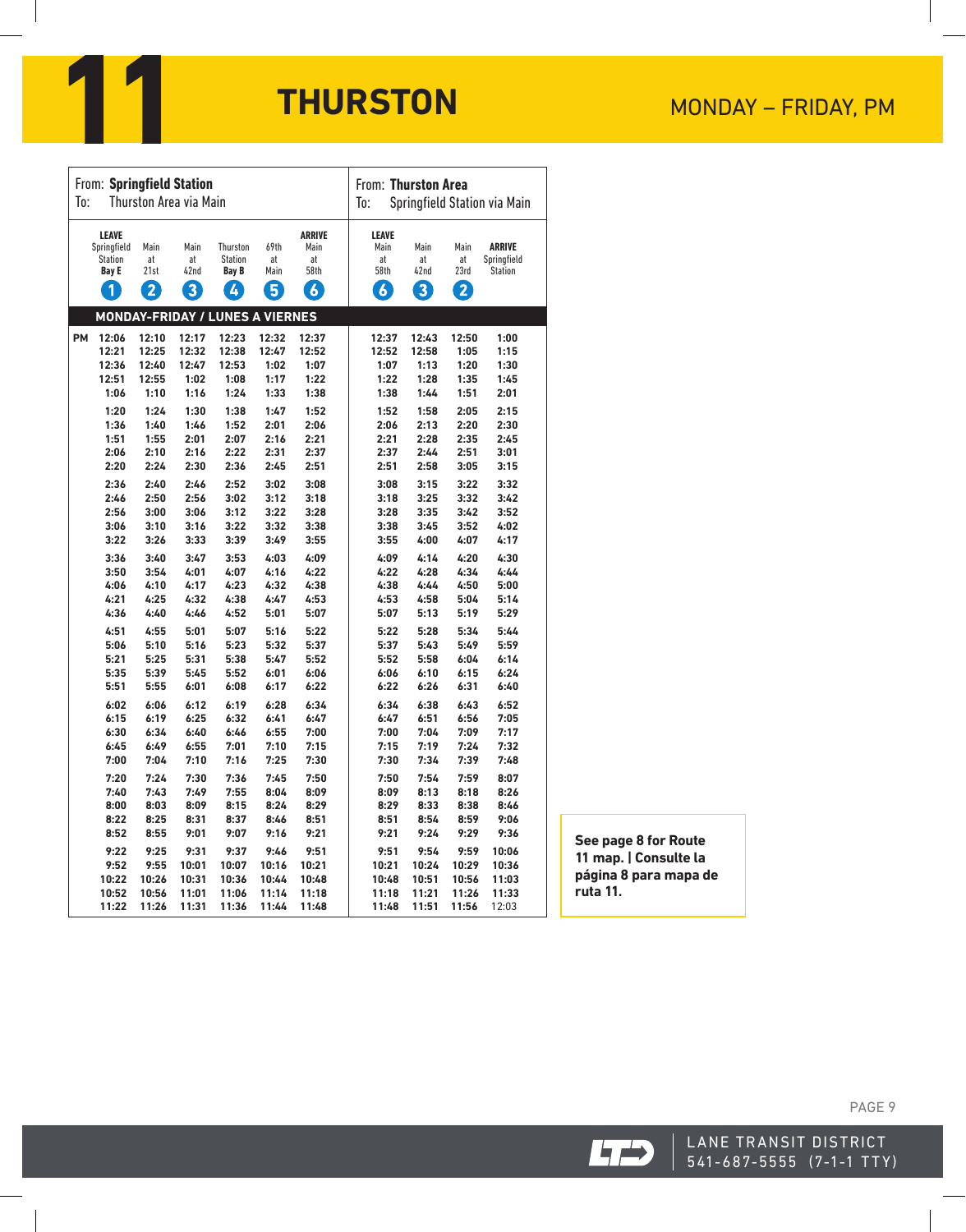# 11 THURSTON

MONDAY – FRIDAY, PM

| From: **Springfield Station** To: Thurston Area via Main | | | | | | | From: **Thurston Area** To: Springfield Station via Main | | | |
|---|---|---|---|---|---|---|---|---|---|---|
| | **LEAVE** Springfield Station **Bay E** (1) | Main at 21st (2) | Main at 42nd (3) | Thurston Station **Bay B** (4) | 69th at Main (5) | **ARRIVE** Main at 58th (6) | **LEAVE** Main at 58th (6) | Main at 42nd (3) | Main at 23rd (2) | **ARRIVE** Springfield Station |
| **MONDAY-FRIDAY / LUNES A VIERNES** | | | | | | | | | | |
| **PM** | 12:06 | 12:10 | 12:17 | 12:23 | 12:32 | 12:37 | 12:37 | 12:43 | 12:50 | 1:00 |
| | 12:21 | 12:25 | 12:32 | 12:38 | 12:47 | 12:52 | 12:52 | 12:58 | 1:05 | 1:15 |
| | 12:36 | 12:40 | 12:47 | 12:53 | 1:02 | 1:07 | 1:07 | 1:13 | 1:20 | 1:30 |
| | 12:51 | 12:55 | 1:02 | 1:08 | 1:17 | 1:22 | 1:22 | 1:28 | 1:35 | 1:45 |
| | 1:06 | 1:10 | 1:16 | 1:24 | 1:33 | 1:38 | 1:38 | 1:44 | 1:51 | 2:01 |
| | 1:20 | 1:24 | 1:30 | 1:38 | 1:47 | 1:52 | 1:52 | 1:58 | 2:05 | 2:15 |
| | 1:36 | 1:40 | 1:46 | 1:52 | 2:01 | 2:06 | 2:06 | 2:13 | 2:20 | 2:30 |
| | 1:51 | 1:55 | 2:01 | 2:07 | 2:16 | 2:21 | 2:21 | 2:28 | 2:35 | 2:45 |
| | 2:06 | 2:10 | 2:16 | 2:22 | 2:31 | 2:37 | 2:37 | 2:44 | 2:51 | 3:01 |
| | 2:20 | 2:24 | 2:30 | 2:36 | 2:45 | 2:51 | 2:51 | 2:58 | 3:05 | 3:15 |
| | 2:36 | 2:40 | 2:46 | 2:52 | 3:02 | 3:08 | 3:08 | 3:15 | 3:22 | 3:32 |
| | 2:46 | 2:50 | 2:56 | 3:02 | 3:12 | 3:18 | 3:18 | 3:25 | 3:32 | 3:42 |
| | 2:56 | 3:00 | 3:06 | 3:12 | 3:22 | 3:28 | 3:28 | 3:35 | 3:42 | 3:52 |
| | 3:06 | 3:10 | 3:16 | 3:22 | 3:32 | 3:38 | 3:38 | 3:45 | 3:52 | 4:02 |
| | 3:22 | 3:26 | 3:33 | 3:39 | 3:49 | 3:55 | 3:55 | 4:00 | 4:07 | 4:17 |
| | 3:36 | 3:40 | 3:47 | 3:53 | 4:03 | 4:09 | 4:09 | 4:14 | 4:20 | 4:30 |
| | 3:50 | 3:54 | 4:01 | 4:07 | 4:16 | 4:22 | 4:22 | 4:28 | 4:34 | 4:44 |
| | 4:06 | 4:10 | 4:17 | 4:23 | 4:32 | 4:38 | 4:38 | 4:44 | 4:50 | 5:00 |
| | 4:21 | 4:25 | 4:32 | 4:38 | 4:47 | 4:53 | 4:53 | 4:58 | 5:04 | 5:14 |
| | 4:36 | 4:40 | 4:46 | 4:52 | 5:01 | 5:07 | 5:07 | 5:13 | 5:19 | 5:29 |
| | 4:51 | 4:55 | 5:01 | 5:07 | 5:16 | 5:22 | 5:22 | 5:28 | 5:34 | 5:44 |
| | 5:06 | 5:10 | 5:16 | 5:23 | 5:32 | 5:37 | 5:37 | 5:43 | 5:49 | 5:59 |
| | 5:21 | 5:25 | 5:31 | 5:38 | 5:47 | 5:52 | 5:52 | 5:58 | 6:04 | 6:14 |
| | 5:35 | 5:39 | 5:45 | 5:52 | 6:01 | 6:06 | 6:06 | 6:10 | 6:15 | 6:24 |
| | 5:51 | 5:55 | 6:01 | 6:08 | 6:17 | 6:22 | 6:22 | 6:26 | 6:31 | 6:40 |
| | 6:02 | 6:06 | 6:12 | 6:19 | 6:28 | 6:34 | 6:34 | 6:38 | 6:43 | 6:52 |
| | 6:15 | 6:19 | 6:25 | 6:32 | 6:41 | 6:47 | 6:47 | 6:51 | 6:56 | 7:05 |
| | 6:30 | 6:34 | 6:40 | 6:46 | 6:55 | 7:00 | 7:00 | 7:04 | 7:09 | 7:17 |
| | 6:45 | 6:49 | 6:55 | 7:01 | 7:10 | 7:15 | 7:15 | 7:19 | 7:24 | 7:32 |
| | 7:00 | 7:04 | 7:10 | 7:16 | 7:25 | 7:30 | 7:30 | 7:34 | 7:39 | 7:48 |
| | 7:20 | 7:24 | 7:30 | 7:36 | 7:45 | 7:50 | 7:50 | 7:54 | 7:59 | 8:07 |
| | 7:40 | 7:43 | 7:49 | 7:55 | 8:04 | 8:09 | 8:09 | 8:13 | 8:18 | 8:26 |
| | 8:00 | 8:03 | 8:09 | 8:15 | 8:24 | 8:29 | 8:29 | 8:33 | 8:38 | 8:46 |
| | 8:22 | 8:25 | 8:31 | 8:37 | 8:46 | 8:51 | 8:51 | 8:54 | 8:59 | 9:06 |
| | 8:52 | 8:55 | 9:01 | 9:07 | 9:16 | 9:21 | 9:21 | 9:24 | 9:29 | 9:36 |
| | 9:22 | 9:25 | 9:31 | 9:37 | 9:46 | 9:51 | 9:51 | 9:54 | 9:59 | 10:06 |
| | 9:52 | 9:55 | 10:01 | 10:07 | 10:16 | 10:21 | 10:21 | 10:24 | 10:29 | 10:36 |
| | 10:22 | 10:26 | 10:31 | 10:36 | 10:44 | 10:48 | 10:48 | 10:51 | 10:56 | 11:03 |
| | 10:52 | 10:56 | 11:01 | 11:06 | 11:14 | 11:18 | 11:18 | 11:21 | 11:26 | 11:33 |
| | 11:22 | 11:26 | 11:31 | 11:36 | 11:44 | 11:48 | 11:48 | 11:51 | 11:56 | 12:03 |

**See page 8 for Route 11 map. | Consulte la página 8 para mapa de ruta 11.**

LANE TRANSIT DISTRICT
541-687-5555 (7-1-1 TTY)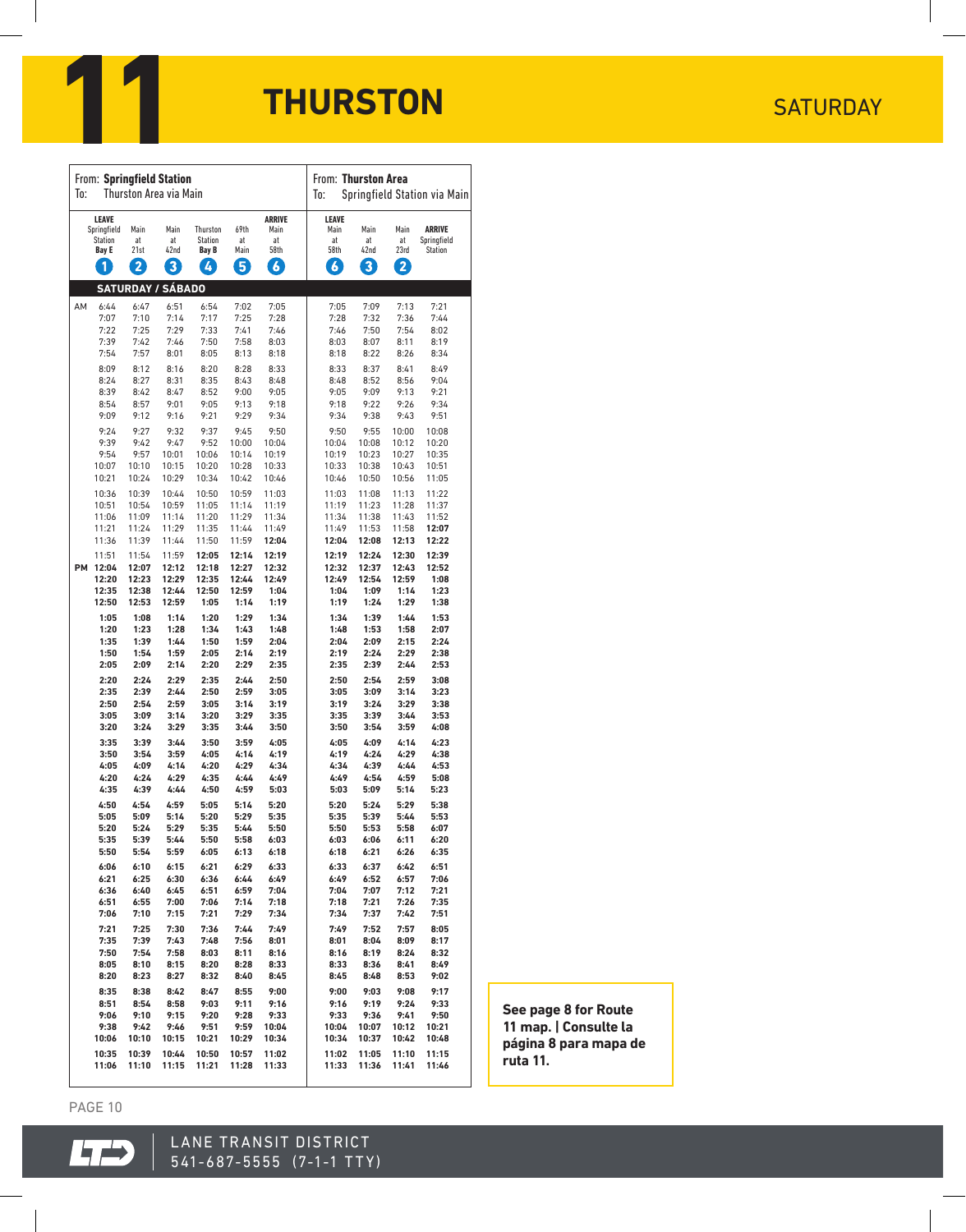# 11 THURSTON

SATURDAY

| | From: **Springfield Station** To: Thurston Area via Main | | | | | | From: **Thurston Area** To: Springfield Station via Main | | | |
|---|---|---|---|---|---|---|---|---|---|---|
| | **LEAVE** Springfield Station **Bay E** (1) | Main at 21st (2) | Main at 42nd (3) | Thurston Station **Bay B** (4) | 69th at Main (5) | **ARRIVE** Main at 58th (6) | **LEAVE** Main at 58th (6) | Main at 42nd (3) | Main at 23rd (2) | **ARRIVE** Springfield Station |
| **SATURDAY / SÁBADO** | | | | | | | | | | |
| AM | 6:44 | 6:47 | 6:51 | 6:54 | 7:02 | 7:05 | 7:05 | 7:09 | 7:13 | 7:21 |
| | 7:07 | 7:10 | 7:14 | 7:17 | 7:25 | 7:28 | 7:28 | 7:32 | 7:36 | 7:44 |
| | 7:22 | 7:25 | 7:29 | 7:33 | 7:41 | 7:46 | 7:46 | 7:50 | 7:54 | 8:02 |
| | 7:39 | 7:42 | 7:46 | 7:50 | 7:58 | 8:03 | 8:03 | 8:07 | 8:11 | 8:19 |
| | 7:54 | 7:57 | 8:01 | 8:05 | 8:13 | 8:18 | 8:18 | 8:22 | 8:26 | 8:34 |
| | 8:09 | 8:12 | 8:16 | 8:20 | 8:28 | 8:33 | 8:33 | 8:37 | 8:41 | 8:49 |
| | 8:24 | 8:27 | 8:31 | 8:35 | 8:43 | 8:48 | 8:48 | 8:52 | 8:56 | 9:04 |
| | 8:39 | 8:42 | 8:47 | 8:52 | 9:00 | 9:05 | 9:05 | 9:09 | 9:13 | 9:21 |
| | 8:54 | 8:57 | 9:01 | 9:05 | 9:13 | 9:18 | 9:18 | 9:22 | 9:26 | 9:34 |
| | 9:09 | 9:12 | 9:16 | 9:21 | 9:29 | 9:34 | 9:34 | 9:38 | 9:43 | 9:51 |
| | 9:24 | 9:27 | 9:32 | 9:37 | 9:45 | 9:50 | 9:50 | 9:55 | 10:00 | 10:08 |
| | 9:39 | 9:42 | 9:47 | 9:52 | 10:00 | 10:04 | 10:04 | 10:08 | 10:12 | 10:20 |
| | 9:54 | 9:57 | 10:01 | 10:06 | 10:14 | 10:19 | 10:19 | 10:23 | 10:27 | 10:35 |
| | 10:07 | 10:10 | 10:15 | 10:20 | 10:28 | 10:33 | 10:33 | 10:38 | 10:43 | 10:51 |
| | 10:21 | 10:24 | 10:29 | 10:34 | 10:42 | 10:46 | 10:46 | 10:50 | 10:56 | 11:05 |
| | 10:36 | 10:39 | 10:44 | 10:50 | 10:59 | 11:03 | 11:03 | 11:08 | 11:13 | 11:22 |
| | 10:51 | 10:54 | 10:59 | 11:05 | 11:14 | 11:19 | 11:19 | 11:23 | 11:28 | 11:37 |
| | 11:06 | 11:09 | 11:14 | 11:20 | 11:29 | 11:34 | 11:34 | 11:38 | 11:43 | 11:52 |
| | 11:21 | 11:24 | 11:29 | 11:35 | 11:44 | 11:49 | 11:49 | 11:53 | 11:58 | **12:07** |
| | 11:36 | 11:39 | 11:44 | 11:50 | 11:59 | **12:04** | **12:04** | **12:08** | **12:13** | **12:22** |
| | 11:51 | 11:54 | 11:59 | **12:05** | **12:14** | **12:19** | **12:19** | **12:24** | **12:30** | **12:39** |
| PM | **12:04** | **12:07** | **12:12** | **12:18** | **12:27** | **12:32** | **12:32** | **12:37** | **12:43** | **12:52** |
| | **12:20** | **12:23** | **12:29** | **12:35** | **12:44** | **12:49** | **12:49** | **12:54** | **12:59** | **1:08** |
| | **12:35** | **12:38** | **12:44** | **12:50** | **12:59** | **1:04** | **1:04** | **1:09** | **1:14** | **1:23** |
| | **12:50** | **12:53** | **12:59** | **1:05** | **1:14** | **1:19** | **1:19** | **1:24** | **1:29** | **1:38** |
| | **1:05** | **1:08** | **1:14** | **1:20** | **1:29** | **1:34** | **1:34** | **1:39** | **1:44** | **1:53** |
| | **1:20** | **1:23** | **1:28** | **1:34** | **1:43** | **1:48** | **1:48** | **1:53** | **1:58** | **2:07** |
| | **1:35** | **1:39** | **1:44** | **1:50** | **1:59** | **2:04** | **2:04** | **2:09** | **2:15** | **2:24** |
| | **1:50** | **1:54** | **1:59** | **2:05** | **2:14** | **2:19** | **2:19** | **2:24** | **2:29** | **2:38** |
| | **2:05** | **2:09** | **2:14** | **2:20** | **2:29** | **2:35** | **2:35** | **2:39** | **2:44** | **2:53** |
| | **2:20** | **2:24** | **2:29** | **2:35** | **2:44** | **2:50** | **2:50** | **2:54** | **2:59** | **3:08** |
| | **2:35** | **2:39** | **2:44** | **2:50** | **2:59** | **3:05** | **3:05** | **3:09** | **3:14** | **3:23** |
| | **2:50** | **2:54** | **2:59** | **3:05** | **3:14** | **3:19** | **3:19** | **3:24** | **3:29** | **3:38** |
| | **3:05** | **3:09** | **3:14** | **3:20** | **3:29** | **3:35** | **3:35** | **3:39** | **3:44** | **3:53** |
| | **3:20** | **3:24** | **3:29** | **3:35** | **3:44** | **3:50** | **3:50** | **3:54** | **3:59** | **4:08** |
| | **3:35** | **3:39** | **3:44** | **3:50** | **3:59** | **4:05** | **4:05** | **4:09** | **4:14** | **4:23** |
| | **3:50** | **3:54** | **3:59** | **4:05** | **4:14** | **4:19** | **4:19** | **4:24** | **4:29** | **4:38** |
| | **4:05** | **4:09** | **4:14** | **4:20** | **4:29** | **4:34** | **4:34** | **4:39** | **4:44** | **4:53** |
| | **4:20** | **4:24** | **4:29** | **4:35** | **4:44** | **4:49** | **4:49** | **4:54** | **4:59** | **5:08** |
| | **4:35** | **4:39** | **4:44** | **4:50** | **4:59** | **5:03** | **5:03** | **5:09** | **5:14** | **5:23** |
| | **4:50** | **4:54** | **4:59** | **5:05** | **5:14** | **5:20** | **5:20** | **5:24** | **5:29** | **5:38** |
| | **5:05** | **5:09** | **5:14** | **5:20** | **5:29** | **5:35** | **5:35** | **5:39** | **5:44** | **5:53** |
| | **5:20** | **5:24** | **5:29** | **5:35** | **5:44** | **5:50** | **5:50** | **5:53** | **5:58** | **6:07** |
| | **5:35** | **5:39** | **5:44** | **5:50** | **5:58** | **6:03** | **6:03** | **6:06** | **6:11** | **6:20** |
| | **5:50** | **5:54** | **5:59** | **6:05** | **6:13** | **6:18** | **6:18** | **6:21** | **6:26** | **6:35** |
| | **6:06** | **6:10** | **6:15** | **6:21** | **6:29** | **6:33** | **6:33** | **6:37** | **6:42** | **6:51** |
| | **6:21** | **6:25** | **6:30** | **6:36** | **6:44** | **6:49** | **6:49** | **6:52** | **6:57** | **7:06** |
| | **6:36** | **6:40** | **6:45** | **6:51** | **6:59** | **7:04** | **7:04** | **7:07** | **7:12** | **7:21** |
| | **6:51** | **6:55** | **7:00** | **7:06** | **7:14** | **7:18** | **7:18** | **7:21** | **7:26** | **7:35** |
| | **7:06** | **7:10** | **7:15** | **7:21** | **7:29** | **7:34** | **7:34** | **7:37** | **7:42** | **7:51** |
| | **7:21** | **7:25** | **7:30** | **7:36** | **7:44** | **7:49** | **7:49** | **7:52** | **7:57** | **8:05** |
| | **7:35** | **7:39** | **7:43** | **7:48** | **7:56** | **8:01** | **8:01** | **8:04** | **8:09** | **8:17** |
| | **7:50** | **7:54** | **7:58** | **8:03** | **8:11** | **8:16** | **8:16** | **8:19** | **8:24** | **8:32** |
| | **8:05** | **8:10** | **8:15** | **8:20** | **8:28** | **8:33** | **8:33** | **8:36** | **8:41** | **8:49** |
| | **8:20** | **8:23** | **8:27** | **8:32** | **8:40** | **8:45** | **8:45** | **8:48** | **8:53** | **9:02** |
| | **8:35** | **8:38** | **8:42** | **8:47** | **8:55** | **9:00** | **9:00** | **9:03** | **9:08** | **9:17** |
| | **8:51** | **8:54** | **8:58** | **9:03** | **9:11** | **9:16** | **9:16** | **9:19** | **9:24** | **9:33** |
| | **9:06** | **9:10** | **9:15** | **9:20** | **9:28** | **9:33** | **9:33** | **9:36** | **9:41** | **9:50** |
| | **9:38** | **9:42** | **9:46** | **9:51** | **9:59** | **10:04** | **10:04** | **10:07** | **10:12** | **10:21** |
| | **10:06** | **10:10** | **10:15** | **10:21** | **10:29** | **10:34** | **10:34** | **10:37** | **10:42** | **10:48** |
| | **10:35** | **10:39** | **10:44** | **10:50** | **10:57** | **11:02** | **11:02** | **11:05** | **11:10** | **11:15** |
| | **11:06** | **11:10** | **11:15** | **11:21** | **11:28** | **11:33** | **11:33** | **11:36** | **11:41** | **11:46** |

**See page 8 for Route 11 map. | Consulte la página 8 para mapa de ruta 11.**

LANE TRANSIT DISTRICT
541-687-5555 (7-1-1 TTY)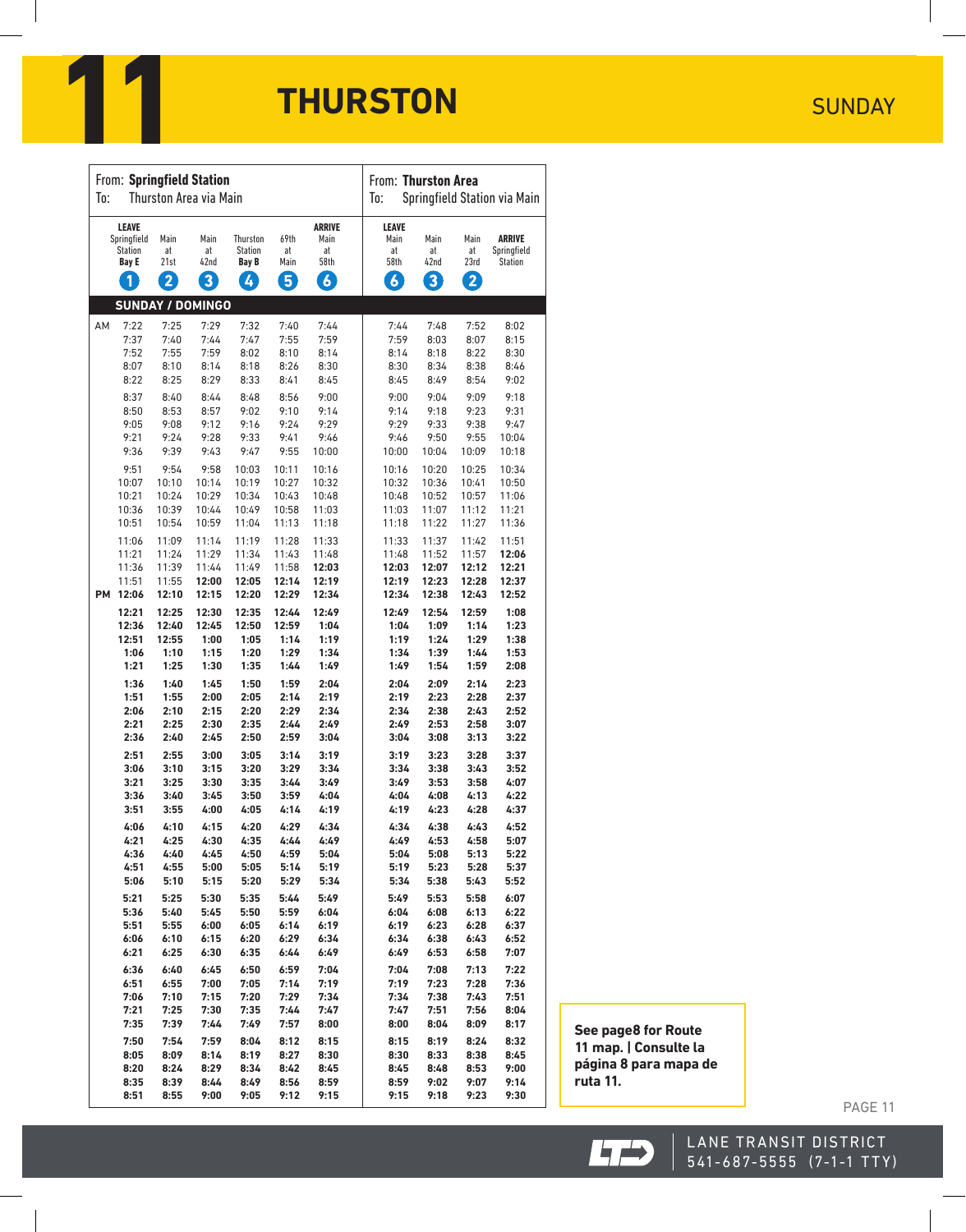# 11 THURSTON

SUNDAY

| From: Springfield Station To: Thurston Area via Main | | | | | | | From: Thurston Area To: Springfield Station via Main | | | |
|---|---|---|---|---|---|---|---|---|---|---|
| | LEAVE Springfield Station Bay E (1) | Main at 21st (2) | Main at 42nd (3) | Thurston Station Bay B (4) | 69th at Main (5) | ARRIVE Main at 58th (6) | LEAVE Main at 58th (6) | Main at 42nd (3) | Main at 23rd (2) | ARRIVE Springfield Station |
| **SUNDAY / DOMINGO** | | | | | | | | | | |
| AM | 7:22 | 7:25 | 7:29 | 7:32 | 7:40 | 7:44 | 7:44 | 7:48 | 7:52 | 8:02 |
| | 7:37 | 7:40 | 7:44 | 7:47 | 7:55 | 7:59 | 7:59 | 8:03 | 8:07 | 8:15 |
| | 7:52 | 7:55 | 7:59 | 8:02 | 8:10 | 8:14 | 8:14 | 8:18 | 8:22 | 8:30 |
| | 8:07 | 8:10 | 8:14 | 8:18 | 8:26 | 8:30 | 8:30 | 8:34 | 8:38 | 8:46 |
| | 8:22 | 8:25 | 8:29 | 8:33 | 8:41 | 8:45 | 8:45 | 8:49 | 8:54 | 9:02 |
| | 8:37 | 8:40 | 8:44 | 8:48 | 8:56 | 9:00 | 9:00 | 9:04 | 9:09 | 9:18 |
| | 8:50 | 8:53 | 8:57 | 9:02 | 9:10 | 9:14 | 9:14 | 9:18 | 9:23 | 9:31 |
| | 9:05 | 9:08 | 9:12 | 9:16 | 9:24 | 9:29 | 9:29 | 9:33 | 9:38 | 9:47 |
| | 9:21 | 9:24 | 9:28 | 9:33 | 9:41 | 9:46 | 9:46 | 9:50 | 9:55 | 10:04 |
| | 9:36 | 9:39 | 9:43 | 9:47 | 9:55 | 10:00 | 10:00 | 10:04 | 10:09 | 10:18 |
| | 9:51 | 9:54 | 9:58 | 10:03 | 10:11 | 10:16 | 10:16 | 10:20 | 10:25 | 10:34 |
| | 10:07 | 10:10 | 10:14 | 10:19 | 10:27 | 10:32 | 10:32 | 10:36 | 10:41 | 10:50 |
| | 10:21 | 10:24 | 10:29 | 10:34 | 10:43 | 10:48 | 10:48 | 10:52 | 10:57 | 11:06 |
| | 10:36 | 10:39 | 10:44 | 10:49 | 10:58 | 11:03 | 11:03 | 11:07 | 11:12 | 11:21 |
| | 10:51 | 10:54 | 10:59 | 11:04 | 11:13 | 11:18 | 11:18 | 11:22 | 11:27 | 11:36 |
| | 11:06 | 11:09 | 11:14 | 11:19 | 11:28 | 11:33 | 11:33 | 11:37 | 11:42 | 11:51 |
| | 11:21 | 11:24 | 11:29 | 11:34 | 11:43 | 11:48 | 11:48 | 11:52 | 11:57 | **12:06** |
| | 11:36 | 11:39 | 11:44 | 11:49 | 11:58 | **12:03** | **12:03** | **12:07** | **12:12** | **12:21** |
| | 11:51 | 11:55 | **12:00** | **12:05** | **12:14** | **12:19** | **12:19** | **12:23** | **12:28** | **12:37** |
| PM | **12:06** | **12:10** | **12:15** | **12:20** | **12:29** | **12:34** | **12:34** | **12:38** | **12:43** | **12:52** |
| | **12:21** | **12:25** | **12:30** | **12:35** | **12:44** | **12:49** | **12:49** | **12:54** | **12:59** | **1:08** |
| | **12:36** | **12:40** | **12:45** | **12:50** | **12:59** | **1:04** | **1:04** | **1:09** | **1:14** | **1:23** |
| | **12:51** | **12:55** | **1:00** | **1:05** | **1:14** | **1:19** | **1:19** | **1:24** | **1:29** | **1:38** |
| | **1:06** | **1:10** | **1:15** | **1:20** | **1:29** | **1:34** | **1:34** | **1:39** | **1:44** | **1:53** |
| | **1:21** | **1:25** | **1:30** | **1:35** | **1:44** | **1:49** | **1:49** | **1:54** | **1:59** | **2:08** |
| | **1:36** | **1:40** | **1:45** | **1:50** | **1:59** | **2:04** | **2:04** | **2:09** | **2:14** | **2:23** |
| | **1:51** | **1:55** | **2:00** | **2:05** | **2:14** | **2:19** | **2:19** | **2:23** | **2:28** | **2:37** |
| | **2:06** | **2:10** | **2:15** | **2:20** | **2:29** | **2:34** | **2:34** | **2:38** | **2:43** | **2:52** |
| | **2:21** | **2:25** | **2:30** | **2:35** | **2:44** | **2:49** | **2:49** | **2:53** | **2:58** | **3:07** |
| | **2:36** | **2:40** | **2:45** | **2:50** | **2:59** | **3:04** | **3:04** | **3:08** | **3:13** | **3:22** |
| | **2:51** | **2:55** | **3:00** | **3:05** | **3:14** | **3:19** | **3:19** | **3:23** | **3:28** | **3:37** |
| | **3:06** | **3:10** | **3:15** | **3:20** | **3:29** | **3:34** | **3:34** | **3:38** | **3:43** | **3:52** |
| | **3:21** | **3:25** | **3:30** | **3:35** | **3:44** | **3:49** | **3:49** | **3:53** | **3:58** | **4:07** |
| | **3:36** | **3:40** | **3:45** | **3:50** | **3:59** | **4:04** | **4:04** | **4:08** | **4:13** | **4:22** |
| | **3:51** | **3:55** | **4:00** | **4:05** | **4:14** | **4:19** | **4:19** | **4:23** | **4:28** | **4:37** |
| | **4:06** | **4:10** | **4:15** | **4:20** | **4:29** | **4:34** | **4:34** | **4:38** | **4:43** | **4:52** |
| | **4:21** | **4:25** | **4:30** | **4:35** | **4:44** | **4:49** | **4:49** | **4:53** | **4:58** | **5:07** |
| | **4:36** | **4:40** | **4:45** | **4:50** | **4:59** | **5:04** | **5:04** | **5:08** | **5:13** | **5:22** |
| | **4:51** | **4:55** | **5:00** | **5:05** | **5:14** | **5:19** | **5:19** | **5:23** | **5:28** | **5:37** |
| | **5:06** | **5:10** | **5:15** | **5:20** | **5:29** | **5:34** | **5:34** | **5:38** | **5:43** | **5:52** |
| | **5:21** | **5:25** | **5:30** | **5:35** | **5:44** | **5:49** | **5:49** | **5:53** | **5:58** | **6:07** |
| | **5:36** | **5:40** | **5:45** | **5:50** | **5:59** | **6:04** | **6:04** | **6:08** | **6:13** | **6:22** |
| | **5:51** | **5:55** | **6:00** | **6:05** | **6:14** | **6:19** | **6:19** | **6:23** | **6:28** | **6:37** |
| | **6:06** | **6:10** | **6:15** | **6:20** | **6:29** | **6:34** | **6:34** | **6:38** | **6:43** | **6:52** |
| | **6:21** | **6:25** | **6:30** | **6:35** | **6:44** | **6:49** | **6:49** | **6:53** | **6:58** | **7:07** |
| | **6:36** | **6:40** | **6:45** | **6:50** | **6:59** | **7:04** | **7:04** | **7:08** | **7:13** | **7:22** |
| | **6:51** | **6:55** | **7:00** | **7:05** | **7:14** | **7:19** | **7:19** | **7:23** | **7:28** | **7:36** |
| | **7:06** | **7:10** | **7:15** | **7:20** | **7:29** | **7:34** | **7:34** | **7:38** | **7:43** | **7:51** |
| | **7:21** | **7:25** | **7:30** | **7:35** | **7:44** | **7:47** | **7:47** | **7:51** | **7:56** | **8:04** |
| | **7:35** | **7:39** | **7:44** | **7:49** | **7:57** | **8:00** | **8:00** | **8:04** | **8:09** | **8:17** |
| | **7:50** | **7:54** | **7:59** | **8:04** | **8:12** | **8:15** | **8:15** | **8:19** | **8:24** | **8:32** |
| | **8:05** | **8:09** | **8:14** | **8:19** | **8:27** | **8:30** | **8:30** | **8:33** | **8:38** | **8:45** |
| | **8:20** | **8:24** | **8:29** | **8:34** | **8:42** | **8:45** | **8:45** | **8:48** | **8:53** | **9:00** |
| | **8:35** | **8:39** | **8:44** | **8:49** | **8:56** | **8:59** | **8:59** | **9:02** | **9:07** | **9:14** |
| | **8:51** | **8:55** | **9:00** | **9:05** | **9:12** | **9:15** | **9:15** | **9:18** | **9:23** | **9:30** |

**See page8 for Route 11 map. | Consulte la página 8 para mapa de ruta 11.**

LANE TRANSIT DISTRICT
541-687-5555 (7-1-1 TTY)